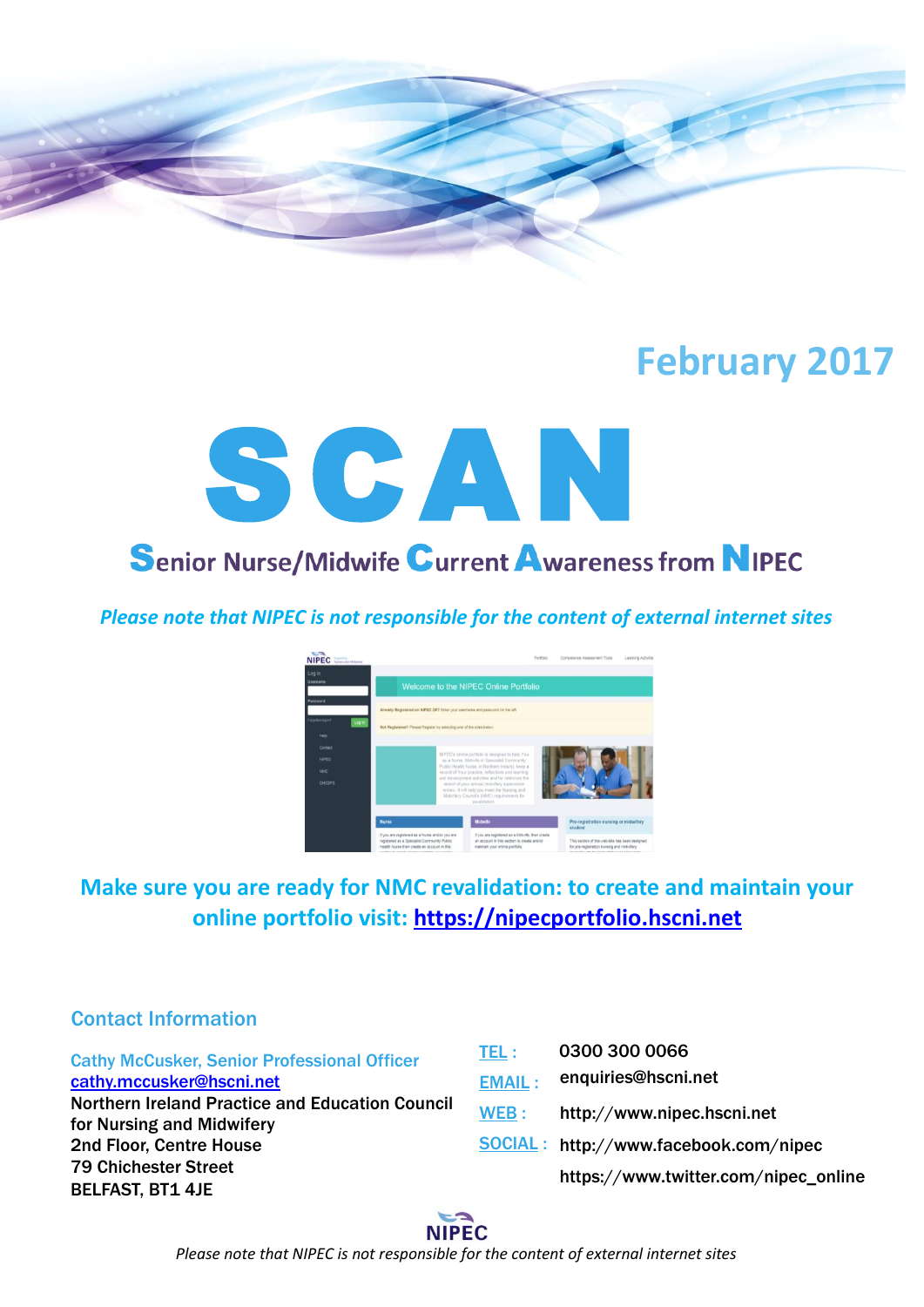## February 2017

# SCAN

## Senior Nurse/Midwife Current Awareness from NIPEC

*Please note that NIPEC is not responsible for the content of external internet sites*

**Make sure you are ready for NMC revalidation: to create and maintain your online portfolio visit: https://nipecportfolio.hscni.net**

### Contact Information

Cathy McCusker, Senior Professional Officer
cathy.mccusker@hscni.net
**Northern Ireland Practice and Education Council for Nursing and Midwifery**
**2nd Floor, Centre House**
**79 Chichester Street**
**BELFAST, BT1 4JE**

| | |
|---|---|
| TEL : | 0300 300 0066 |
| EMAIL : | enquiries@hscni.net |
| WEB : | http://www.nipec.hscni.net |
| SOCIAL : | http://www.facebook.com/nipec |
| | https://www.twitter.com/nipec_online |

NIPEC

*Please note that NIPEC is not responsible for the content of external internet sites*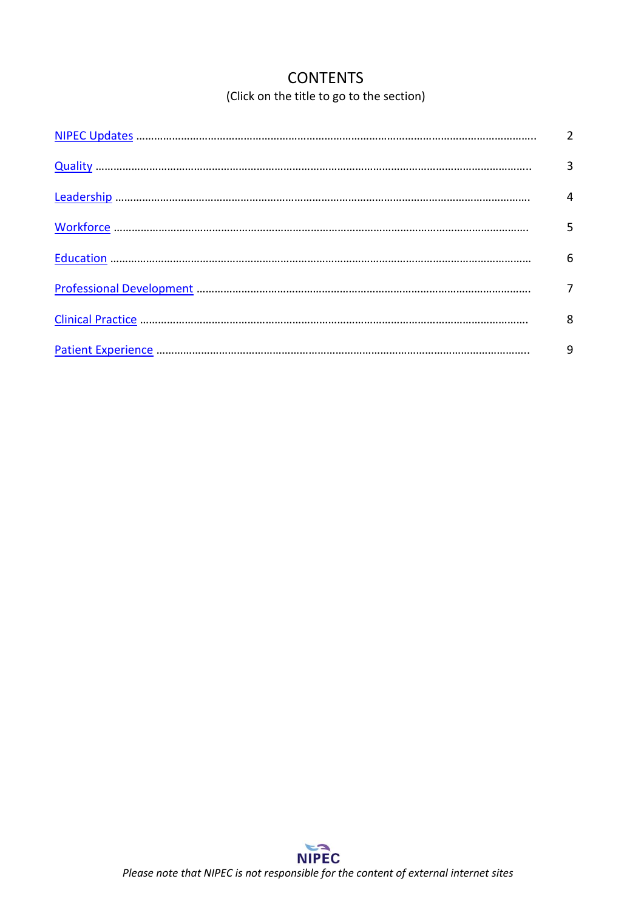# CONTENTS

(Click on the title to go to the section)

| | |
|---|---|
| NIPEC Updates | 2 |
| Quality | 3 |
| Leadership | 4 |
| Workforce | 5 |
| Education | 6 |
| Professional Development | 7 |
| Clinical Practice | 8 |
| Patient Experience | 9 |

NIPEC

*Please note that NIPEC is not responsible for the content of external internet sites*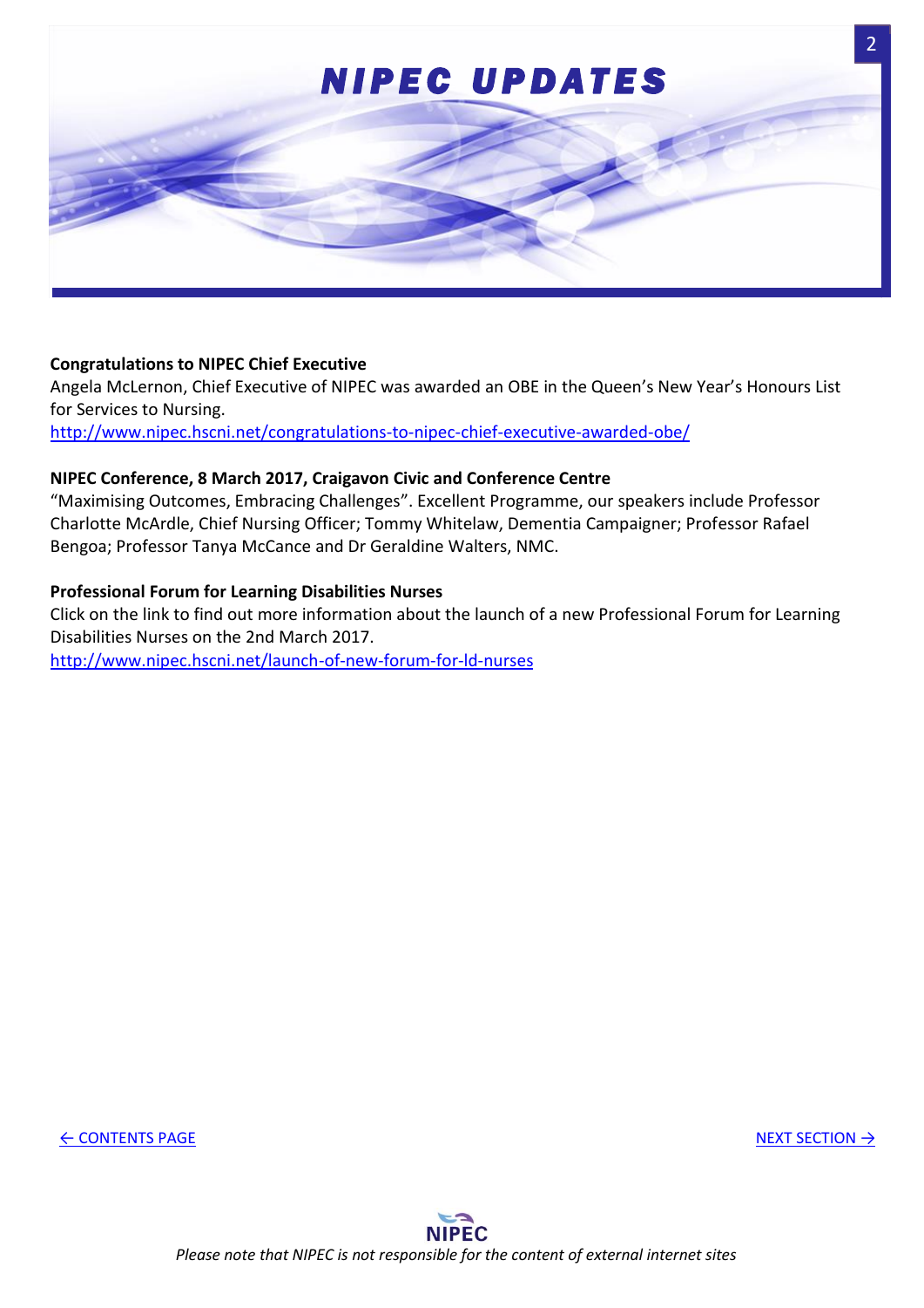# NIPEC UPDATES

**Congratulations to NIPEC Chief Executive**

Angela McLernon, Chief Executive of NIPEC was awarded an OBE in the Queen's New Year's Honours List for Services to Nursing.

http://www.nipec.hscni.net/congratulations-to-nipec-chief-executive-awarded-obe/

**NIPEC Conference, 8 March 2017, Craigavon Civic and Conference Centre**

"Maximising Outcomes, Embracing Challenges". Excellent Programme, our speakers include Professor Charlotte McArdle, Chief Nursing Officer; Tommy Whitelaw, Dementia Campaigner; Professor Rafael Bengoa; Professor Tanya McCance and Dr Geraldine Walters, NMC.

**Professional Forum for Learning Disabilities Nurses**

Click on the link to find out more information about the launch of a new Professional Forum for Learning Disabilities Nurses on the 2nd March 2017.

http://www.nipec.hscni.net/launch-of-new-forum-for-ld-nurses

← CONTENTS PAGE

NEXT SECTION →

NIPEC

*Please note that NIPEC is not responsible for the content of external internet sites*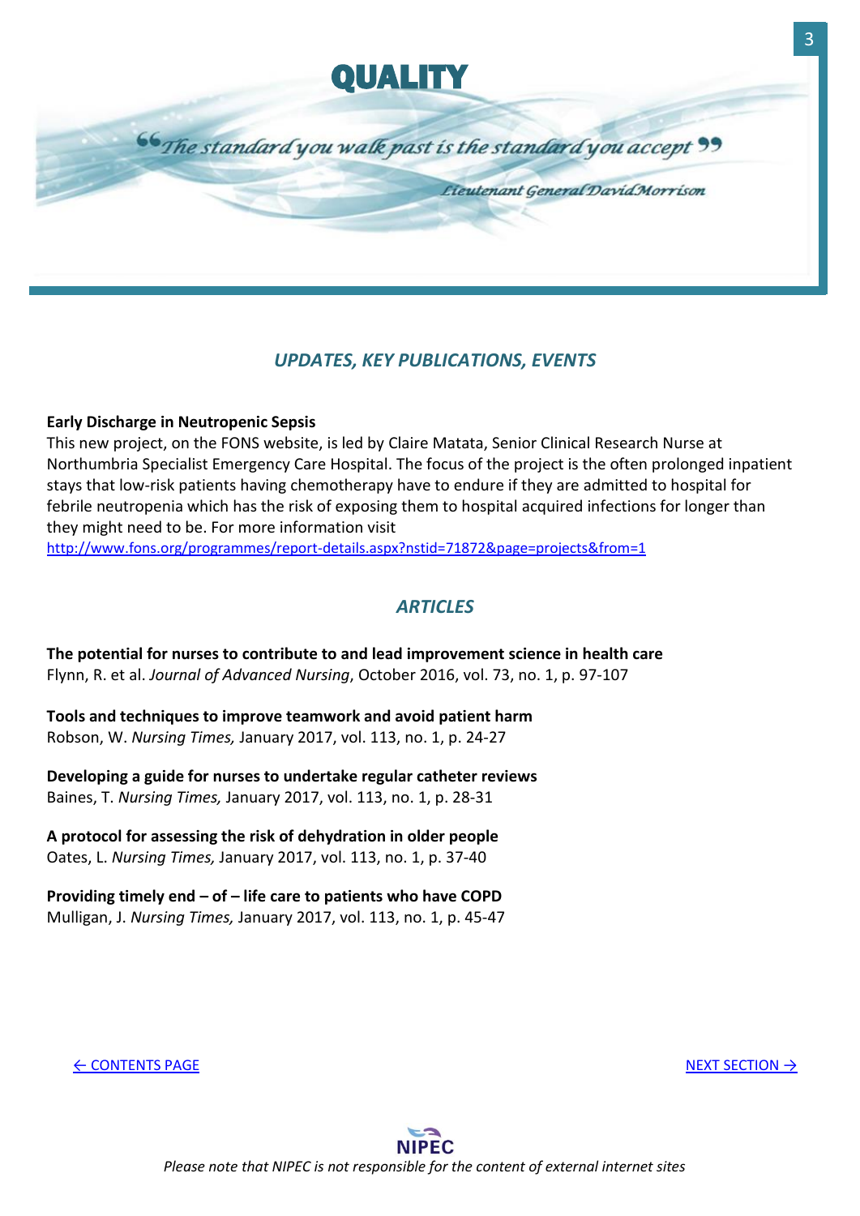# QUALITY

> "The standard you walk past is the standard you accept"
>
> *Lieutenant General David Morrison*

## *UPDATES, KEY PUBLICATIONS, EVENTS*

**Early Discharge in Neutropenic Sepsis**

This new project, on the FONS website, is led by Claire Matata, Senior Clinical Research Nurse at Northumbria Specialist Emergency Care Hospital. The focus of the project is the often prolonged inpatient stays that low-risk patients having chemotherapy have to endure if they are admitted to hospital for febrile neutropenia which has the risk of exposing them to hospital acquired infections for longer than they might need to be. For more information visit http://www.fons.org/programmes/report-details.aspx?nstid=71872&page=projects&from=1

## *ARTICLES*

**The potential for nurses to contribute to and lead improvement science in health care**
Flynn, R. et al. *Journal of Advanced Nursing*, October 2016, vol. 73, no. 1, p. 97-107

**Tools and techniques to improve teamwork and avoid patient harm**
Robson, W. *Nursing Times,* January 2017, vol. 113, no. 1, p. 24-27

**Developing a guide for nurses to undertake regular catheter reviews**
Baines, T. *Nursing Times,* January 2017, vol. 113, no. 1, p. 28-31

**A protocol for assessing the risk of dehydration in older people**
Oates, L. *Nursing Times,* January 2017, vol. 113, no. 1, p. 37-40

**Providing timely end – of – life care to patients who have COPD**
Mulligan, J. *Nursing Times,* January 2017, vol. 113, no. 1, p. 45-47

← CONTENTS PAGE

NEXT SECTION →

NIPEC

*Please note that NIPEC is not responsible for the content of external internet sites*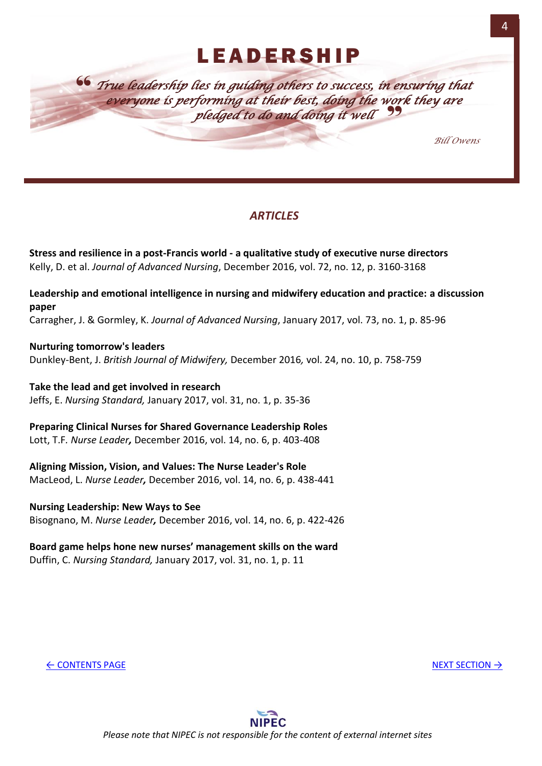# LEADERSHIP

> *"True leadership lies in guiding others to success, in ensuring that everyone is performing at their best, doing the work they are pledged to do and doing it well"*
>
> *Bill Owens*

## *ARTICLES*

**Stress and resilience in a post-Francis world - a qualitative study of executive nurse directors**
Kelly, D. et al. *Journal of Advanced Nursing*, December 2016, vol. 72, no. 12, p. 3160-3168

**Leadership and emotional intelligence in nursing and midwifery education and practice: a discussion paper**
Carragher, J. & Gormley, K. *Journal of Advanced Nursing*, January 2017, vol. 73, no. 1, p. 85-96

**Nurturing tomorrow's leaders**
Dunkley-Bent, J. *British Journal of Midwifery,* December 2016*,* vol. 24, no. 10, p. 758-759

**Take the lead and get involved in research**
Jeffs, E. *Nursing Standard,* January 2017, vol. 31, no. 1, p. 35-36

**Preparing Clinical Nurses for Shared Governance Leadership Roles**
Lott, T.F. *Nurse Leader**,*** December 2016, vol. 14, no. 6, p. 403-408

**Aligning Mission, Vision, and Values: The Nurse Leader's Role**
MacLeod, L. *Nurse Leader**,*** December 2016, vol. 14, no. 6, p. 438-441

**Nursing Leadership: New Ways to See**
Bisognano, M. *Nurse Leader**,*** December 2016, vol. 14, no. 6, p. 422-426

**Board game helps hone new nurses' management skills on the ward**
Duffin, C. *Nursing Standard,* January 2017, vol. 31, no. 1, p. 11

← CONTENTS PAGE NEXT SECTION →

NIPEC

*Please note that NIPEC is not responsible for the content of external internet sites*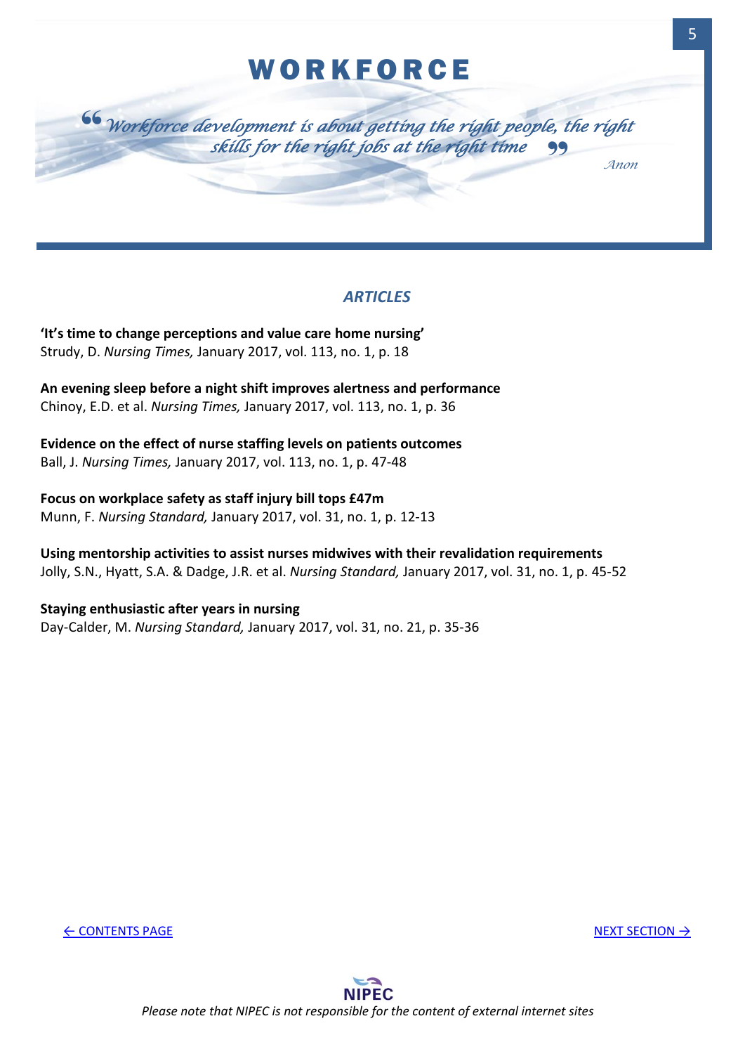# WORKFORCE

> *"Workforce development is about getting the right people, the right skills for the right jobs at the right time"*
>
> *Anon*

## *ARTICLES*

**'It's time to change perceptions and value care home nursing'**
Strudy, D. *Nursing Times,* January 2017, vol. 113, no. 1, p. 18

**An evening sleep before a night shift improves alertness and performance**
Chinoy, E.D. et al. *Nursing Times,* January 2017, vol. 113, no. 1, p. 36

**Evidence on the effect of nurse staffing levels on patients outcomes**
Ball, J. *Nursing Times,* January 2017, vol. 113, no. 1, p. 47-48

**Focus on workplace safety as staff injury bill tops £47m**
Munn, F. *Nursing Standard,* January 2017, vol. 31, no. 1, p. 12-13

**Using mentorship activities to assist nurses midwives with their revalidation requirements**
Jolly, S.N., Hyatt, S.A. & Dadge, J.R. et al. *Nursing Standard,* January 2017, vol. 31, no. 1, p. 45-52

**Staying enthusiastic after years in nursing**
Day-Calder, M. *Nursing Standard,* January 2017, vol. 31, no. 21, p. 35-36

← CONTENTS PAGE    NEXT SECTION →

NIPEC

*Please note that NIPEC is not responsible for the content of external internet sites*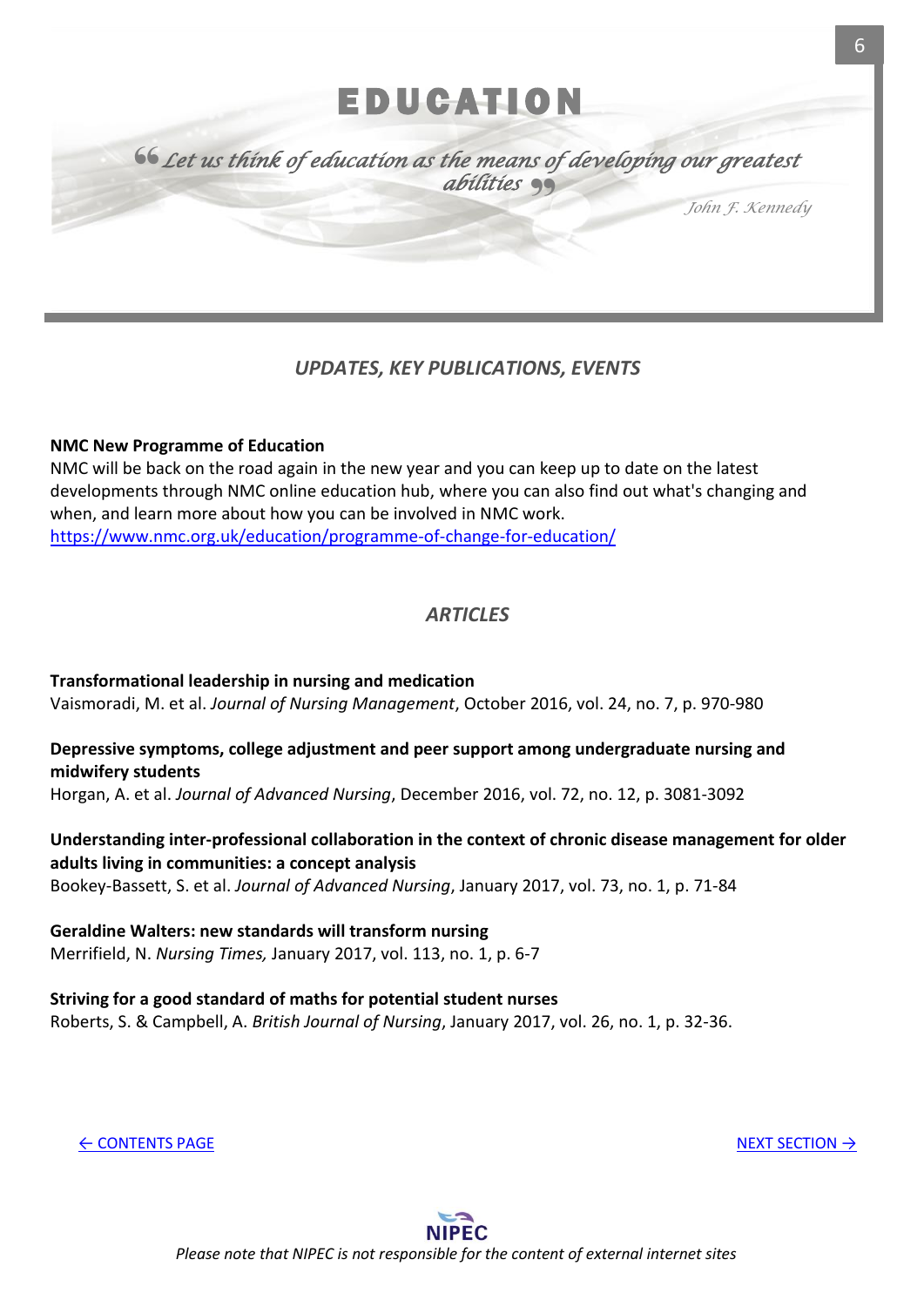# EDUCATION

*"Let us think of education as the means of developing our greatest abilities"*

*John F. Kennedy*

## *UPDATES, KEY PUBLICATIONS, EVENTS*

**NMC New Programme of Education**
NMC will be back on the road again in the new year and you can keep up to date on the latest developments through NMC online education hub, where you can also find out what's changing and when, and learn more about how you can be involved in NMC work.
https://www.nmc.org.uk/education/programme-of-change-for-education/

## *ARTICLES*

**Transformational leadership in nursing and medication**
Vaismoradi, M. et al. *Journal of Nursing Management*, October 2016, vol. 24, no. 7, p. 970-980

**Depressive symptoms, college adjustment and peer support among undergraduate nursing and midwifery students**
Horgan, A. et al. *Journal of Advanced Nursing*, December 2016, vol. 72, no. 12, p. 3081-3092

**Understanding inter-professional collaboration in the context of chronic disease management for older adults living in communities: a concept analysis**
Bookey-Bassett, S. et al. *Journal of Advanced Nursing*, January 2017, vol. 73, no. 1, p. 71-84

**Geraldine Walters: new standards will transform nursing**
Merrifield, N. *Nursing Times,* January 2017, vol. 113, no. 1, p. 6-7

**Striving for a good standard of maths for potential student nurses**
Roberts, S. & Campbell, A. *British Journal of Nursing*, January 2017, vol. 26, no. 1, p. 32-36.

← CONTENTS PAGE

NEXT SECTION →

NIPEC

*Please note that NIPEC is not responsible for the content of external internet sites*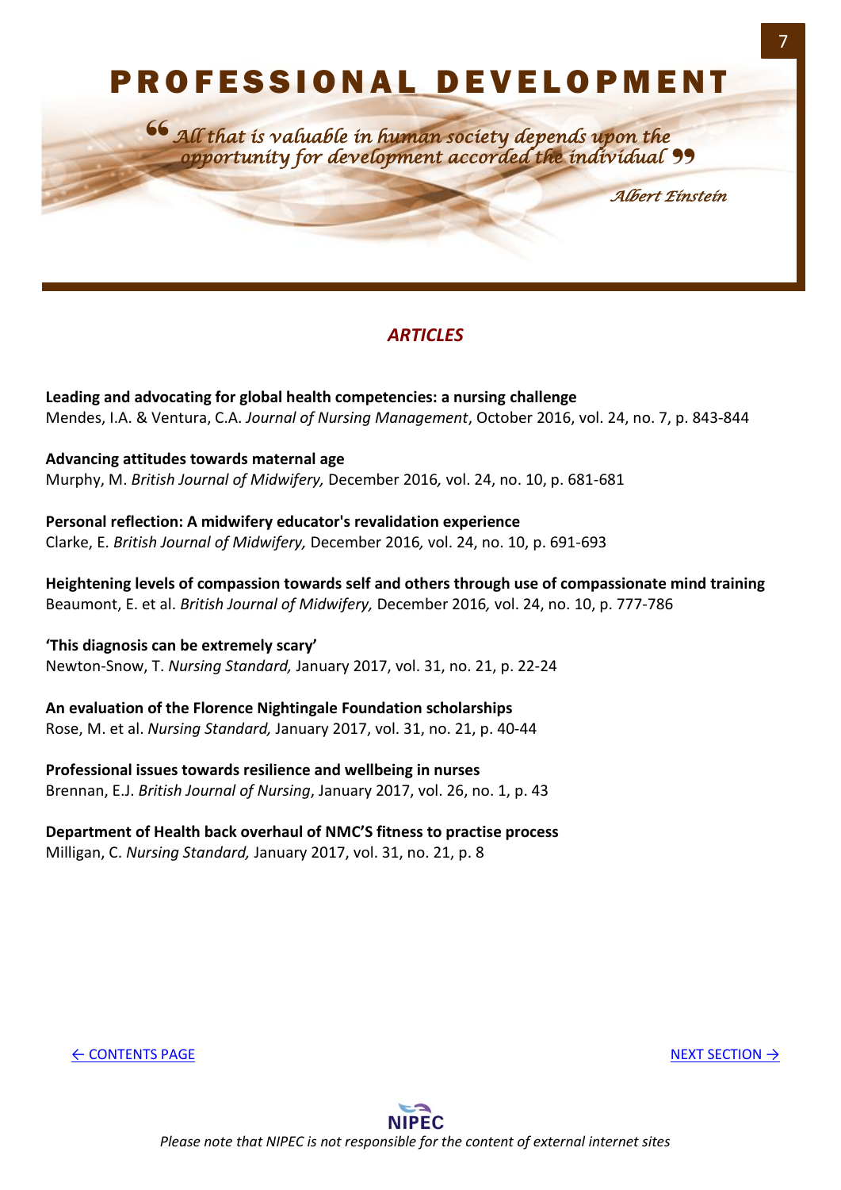# PROFESSIONAL DEVELOPMENT

*"All that is valuable in human society depends upon the opportunity for development accorded the individual"*

*Albert Einstein*

## *ARTICLES*

**Leading and advocating for global health competencies: a nursing challenge**
Mendes, I.A. & Ventura, C.A. *Journal of Nursing Management*, October 2016, vol. 24, no. 7, p. 843-844

**Advancing attitudes towards maternal age**
Murphy, M. *British Journal of Midwifery,* December 2016*,* vol. 24, no. 10, p. 681-681

**Personal reflection: A midwifery educator's revalidation experience**
Clarke, E. *British Journal of Midwifery,* December 2016*,* vol. 24, no. 10, p. 691-693

**Heightening levels of compassion towards self and others through use of compassionate mind training**
Beaumont, E. et al. *British Journal of Midwifery,* December 2016*,* vol. 24, no. 10, p. 777-786

**'This diagnosis can be extremely scary'**
Newton-Snow, T. *Nursing Standard,* January 2017, vol. 31, no. 21, p. 22-24

**An evaluation of the Florence Nightingale Foundation scholarships**
Rose, M. et al. *Nursing Standard,* January 2017, vol. 31, no. 21, p. 40-44

**Professional issues towards resilience and wellbeing in nurses**
Brennan, E.J. *British Journal of Nursing*, January 2017, vol. 26, no. 1, p. 43

**Department of Health back overhaul of NMC'S fitness to practise process**
Milligan, C. *Nursing Standard,* January 2017, vol. 31, no. 21, p. 8

← CONTENTS PAGE NEXT SECTION →

*Please note that NIPEC is not responsible for the content of external internet sites*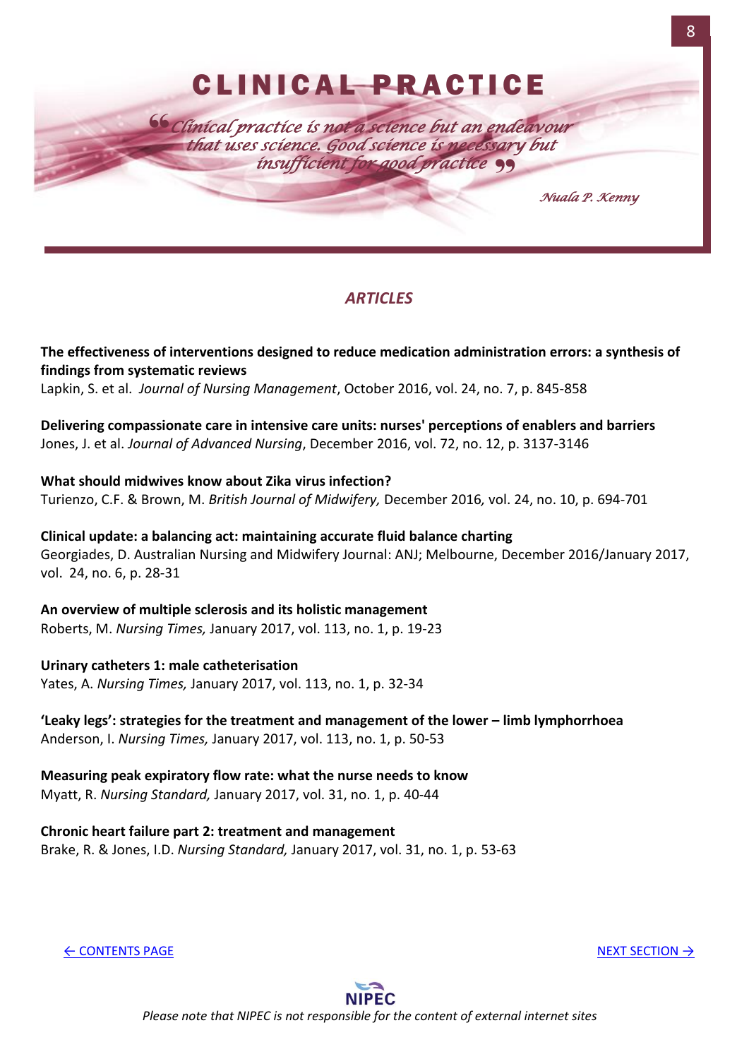# CLINICAL PRACTICE

> "Clinical practice is not a science but an endeavour that uses science. Good science is necessary but insufficient for good practice"
>
> *Nuala P. Kenny*

## *ARTICLES*

**The effectiveness of interventions designed to reduce medication administration errors: a synthesis of findings from systematic reviews**
Lapkin, S. et al. *Journal of Nursing Management*, October 2016, vol. 24, no. 7, p. 845-858

**Delivering compassionate care in intensive care units: nurses' perceptions of enablers and barriers**
Jones, J. et al. *Journal of Advanced Nursing*, December 2016, vol. 72, no. 12, p. 3137-3146

**What should midwives know about Zika virus infection?**
Turienzo, C.F. & Brown, M. *British Journal of Midwifery,* December 2016, vol. 24, no. 10, p. 694-701

**Clinical update: a balancing act: maintaining accurate fluid balance charting**
Georgiades, D. Australian Nursing and Midwifery Journal: ANJ; Melbourne, December 2016/January 2017, vol. 24, no. 6, p. 28-31

**An overview of multiple sclerosis and its holistic management**
Roberts, M. *Nursing Times,* January 2017, vol. 113, no. 1, p. 19-23

**Urinary catheters 1: male catheterisation**
Yates, A. *Nursing Times,* January 2017, vol. 113, no. 1, p. 32-34

**'Leaky legs': strategies for the treatment and management of the lower – limb lymphorrhoea**
Anderson, I. *Nursing Times,* January 2017, vol. 113, no. 1, p. 50-53

**Measuring peak expiratory flow rate: what the nurse needs to know**
Myatt, R. *Nursing Standard,* January 2017, vol. 31, no. 1, p. 40-44

**Chronic heart failure part 2: treatment and management**
Brake, R. & Jones, I.D. *Nursing Standard,* January 2017, vol. 31, no. 1, p. 53-63

← CONTENTS PAGE

NEXT SECTION →

NIPEC

*Please note that NIPEC is not responsible for the content of external internet sites*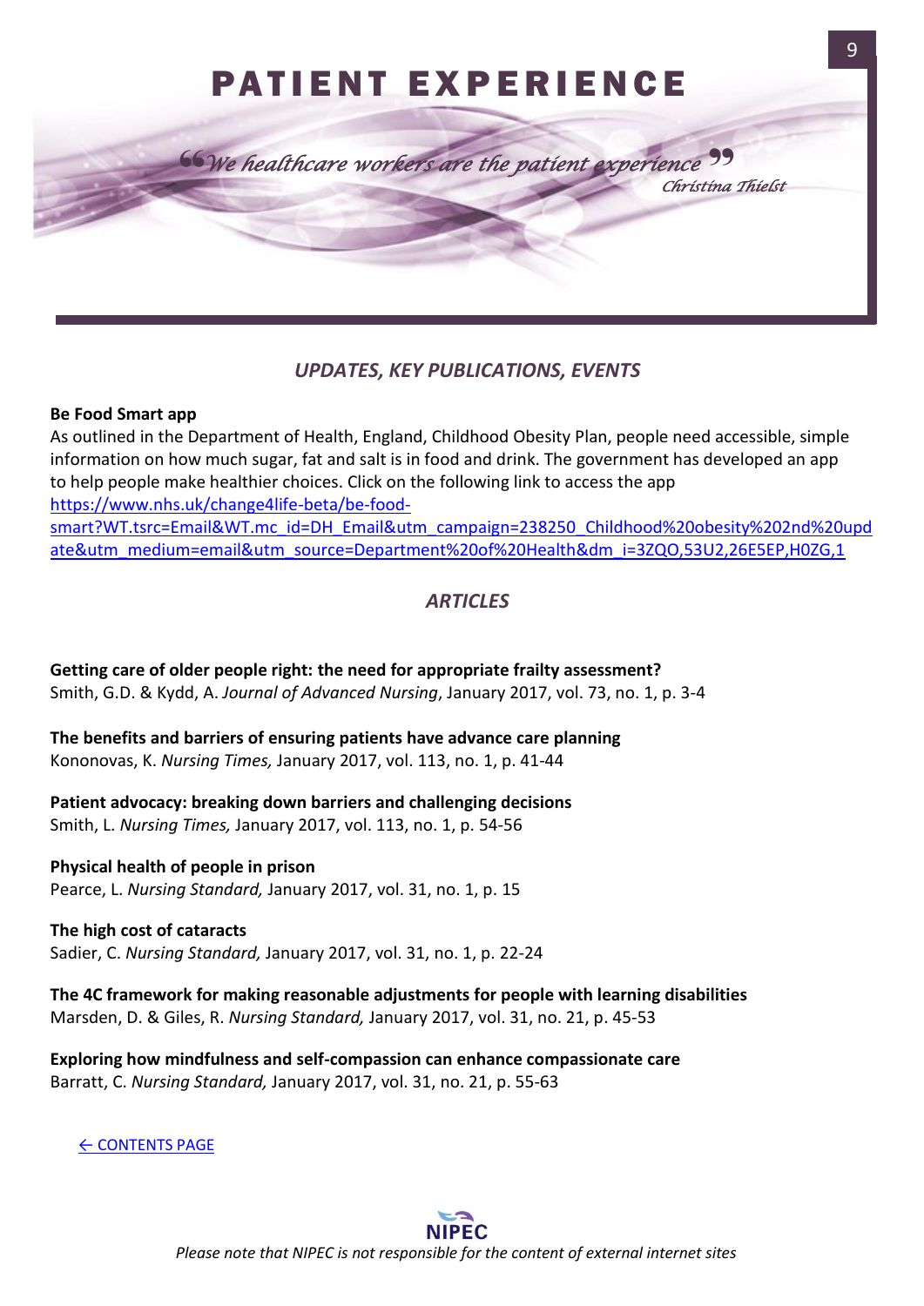# PATIENT EXPERIENCE

*"We healthcare workers are the patient experience"*
*Christina Thielst*

## *UPDATES, KEY PUBLICATIONS, EVENTS*

**Be Food Smart app**

As outlined in the Department of Health, England, Childhood Obesity Plan, people need accessible, simple information on how much sugar, fat and salt is in food and drink. The government has developed an app to help people make healthier choices. Click on the following link to access the app https://www.nhs.uk/change4life-beta/be-food-smart?WT.tsrc=Email&WT.mc_id=DH_Email&utm_campaign=238250_Childhood%20obesity%202nd%20update&utm_medium=email&utm_source=Department%20of%20Health&dm_i=3ZQO,53U2,26E5EP,H0ZG,1

## *ARTICLES*

**Getting care of older people right: the need for appropriate frailty assessment?**
Smith, G.D. & Kydd, A. *Journal of Advanced Nursing*, January 2017, vol. 73, no. 1, p. 3-4

**The benefits and barriers of ensuring patients have advance care planning**
Kononovas, K. *Nursing Times,* January 2017, vol. 113, no. 1, p. 41-44

**Patient advocacy: breaking down barriers and challenging decisions**
Smith, L. *Nursing Times,* January 2017, vol. 113, no. 1, p. 54-56

**Physical health of people in prison**
Pearce, L. *Nursing Standard,* January 2017, vol. 31, no. 1, p. 15

**The high cost of cataracts**
Sadier, C. *Nursing Standard,* January 2017, vol. 31, no. 1, p. 22-24

**The 4C framework for making reasonable adjustments for people with learning disabilities**
Marsden, D. & Giles, R. *Nursing Standard,* January 2017, vol. 31, no. 21, p. 45-53

**Exploring how mindfulness and self-compassion can enhance compassionate care**
Barratt, C. *Nursing Standard,* January 2017, vol. 31, no. 21, p. 55-63

← CONTENTS PAGE

NIPEC

*Please note that NIPEC is not responsible for the content of external internet sites*